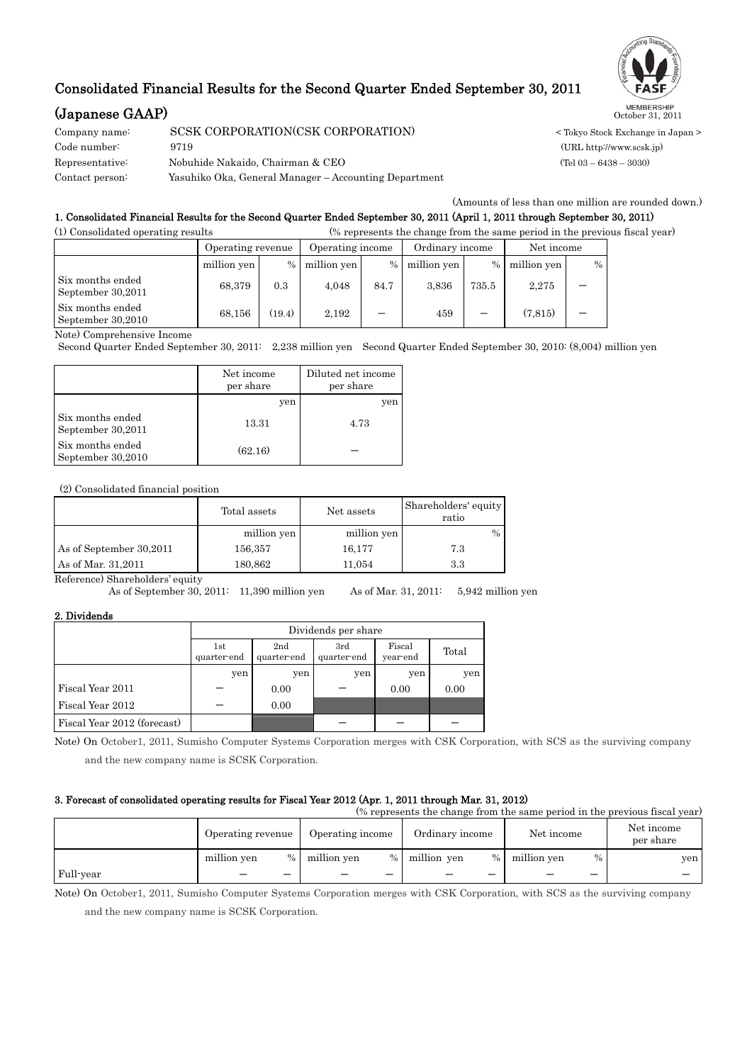# Consolidated Financial Results for the Second Quarter Ended September 30, 2011

## (Japanese GAAP)

October 31, 2011

Company name: SCSK CORPORATION(CSK CORPORATION) < Tokyo Stock Exchange in Japan >
Code number: 9719 (URL http://www.scsk.jp)
Representative: Nobuhide Nakaido, Chairman & CEO (Tel 03 – 6438 – 3030)
Contact person: Yasuhiko Oka, General Manager – Accounting Department

(Amounts of less than one million are rounded down.)

### 1. Consolidated Financial Results for the Second Quarter Ended September 30, 2011 (April 1, 2011 through September 30, 2011)

(1) Consolidated operating results (% represents the change from the same period in the previous fiscal year)

| | Operating revenue | | Operating income | | Ordinary income | | Net income | |
|---|---|---|---|---|---|---|---|---|
| | million yen | % | million yen | % | million yen | % | million yen | % |
| Six months ended September 30,2011 | 68,379 | 0.3 | 4,048 | 84.7 | 3,836 | 735.5 | 2,275 | – |
| Six months ended September 30,2010 | 68,156 | (19.4) | 2,192 | – | 459 | – | (7,815) | – |

Note) Comprehensive Income
Second Quarter Ended September 30, 2011: 2,238 million yen Second Quarter Ended September 30, 2010: (8,004) million yen

| | Net income per share | Diluted net income per share |
|---|---|---|
| | yen | yen |
| Six months ended September 30,2011 | 13.31 | 4.73 |
| Six months ended September 30,2010 | (62.16) | – |

(2) Consolidated financial position

| | Total assets | Net assets | Shareholders' equity ratio |
|---|---|---|---|
| | million yen | million yen | % |
| As of September 30,2011 | 156,357 | 16,177 | 7.3 |
| As of Mar. 31,2011 | 180,862 | 11,054 | 3.3 |

Reference) Shareholders' equity
As of September 30, 2011: 11,390 million yen As of Mar. 31, 2011: 5,942 million yen

### 2. Dividends

| | Dividends per share | | | | |
|---|---|---|---|---|---|
| | 1st quarter-end | 2nd quarter-end | 3rd quarter-end | Fiscal year-end | Total |
| | yen | yen | yen | yen | yen |
| Fiscal Year 2011 | – | 0.00 | – | 0.00 | 0.00 |
| Fiscal Year 2012 | – | 0.00 | | | |
| Fiscal Year 2012 (forecast) | | | – | – | – |

Note) On October1, 2011, Sumisho Computer Systems Corporation merges with CSK Corporation, with SCS as the surviving company and the new company name is SCSK Corporation.

### 3. Forecast of consolidated operating results for Fiscal Year 2012 (Apr. 1, 2011 through Mar. 31, 2012)

(% represents the change from the same period in the previous fiscal year)

| | Operating revenue | | Operating income | | Ordinary income | | Net income | | Net income per share |
|---|---|---|---|---|---|---|---|---|---|
| | million yen | % | million yen | % | million yen | % | million yen | % | yen |
| Full-year | – | – | – | – | – | – | – | – | – |

Note) On October1, 2011, Sumisho Computer Systems Corporation merges with CSK Corporation, with SCS as the surviving company and the new company name is SCSK Corporation.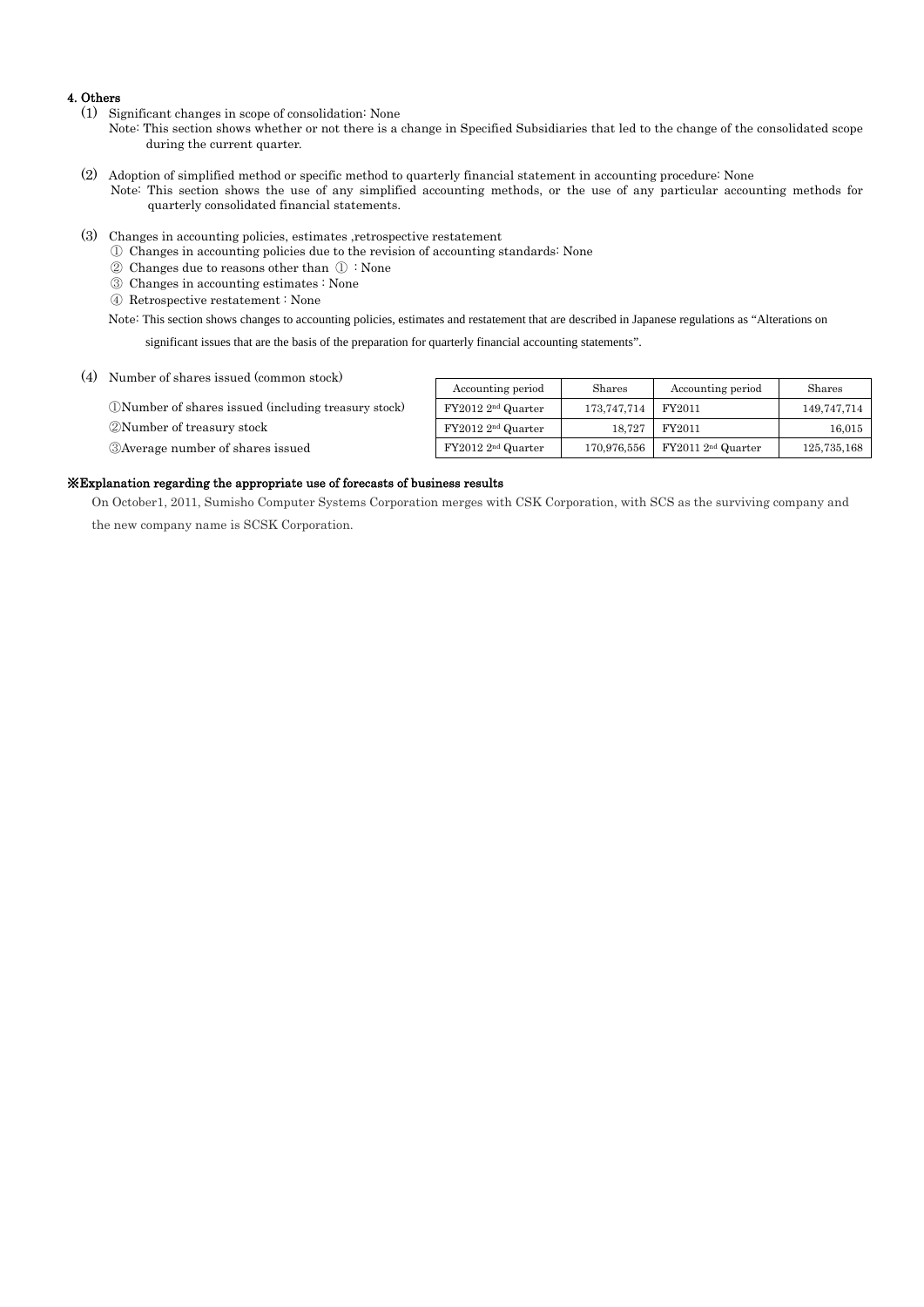## 4. Others

(1) Significant changes in scope of consolidation: None

Note: This section shows whether or not there is a change in Specified Subsidiaries that led to the change of the consolidated scope during the current quarter.

(2) Adoption of simplified method or specific method to quarterly financial statement in accounting procedure: None

Note: This section shows the use of any simplified accounting methods, or the use of any particular accounting methods for quarterly consolidated financial statements.

(3) Changes in accounting policies, estimates ,retrospective restatement

① Changes in accounting policies due to the revision of accounting standards: None

② Changes due to reasons other than ① : None

③ Changes in accounting estimates : None

④ Retrospective restatement : None

Note: This section shows changes to accounting policies, estimates and restatement that are described in Japanese regulations as "Alterations on significant issues that are the basis of the preparation for quarterly financial accounting statements".

(4) Number of shares issued (common stock)

| | Accounting period | Shares | Accounting period | Shares |
|---|---|---|---|---|
| ①Number of shares issued (including treasury stock) | FY2012 2nd Quarter | 173,747,714 | FY2011 | 149,747,714 |
| ②Number of treasury stock | FY2012 2nd Quarter | 18,727 | FY2011 | 16,015 |
| ③Average number of shares issued | FY2012 2nd Quarter | 170,976,556 | FY2011 2nd Quarter | 125,735,168 |

**※Explanation regarding the appropriate use of forecasts of business results**

On October1, 2011, Sumisho Computer Systems Corporation merges with CSK Corporation, with SCS as the surviving company and the new company name is SCSK Corporation.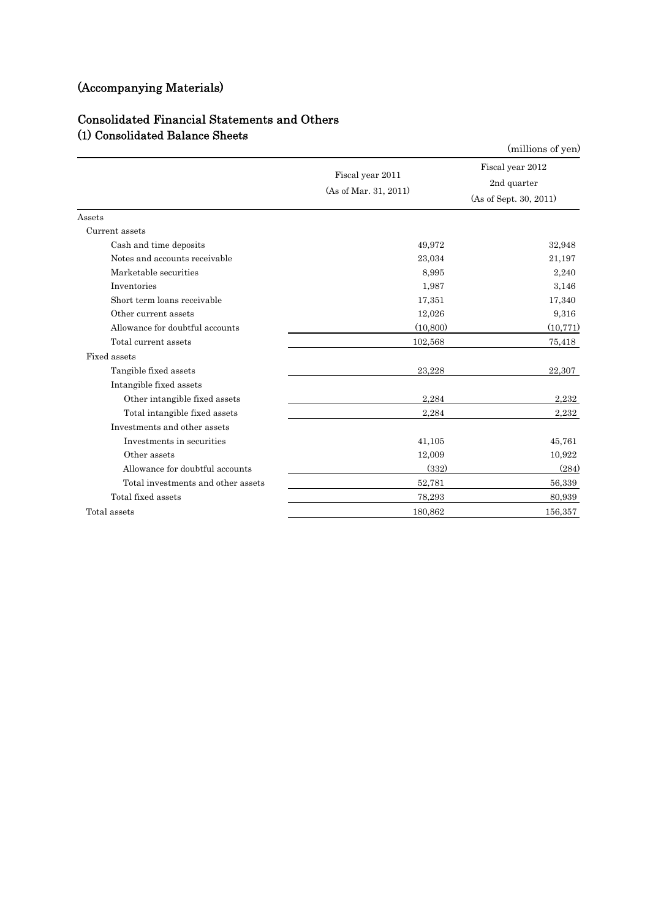# (Accompanying Materials)

## Consolidated Financial Statements and Others

### (1) Consolidated Balance Sheets

(millions of yen)

| | Fiscal year 2011 (As of Mar. 31, 2011) | Fiscal year 2012 2nd quarter (As of Sept. 30, 2011) |
|---|---|---|
| Assets | | |
| Current assets | | |
| Cash and time deposits | 49,972 | 32,948 |
| Notes and accounts receivable | 23,034 | 21,197 |
| Marketable securities | 8,995 | 2,240 |
| Inventories | 1,987 | 3,146 |
| Short term loans receivable | 17,351 | 17,340 |
| Other current assets | 12,026 | 9,316 |
| Allowance for doubtful accounts | (10,800) | (10,771) |
| Total current assets | 102,568 | 75,418 |
| Fixed assets | | |
| Tangible fixed assets | 23,228 | 22,307 |
| Intangible fixed assets | | |
| Other intangible fixed assets | 2,284 | 2,232 |
| Total intangible fixed assets | 2,284 | 2,232 |
| Investments and other assets | | |
| Investments in securities | 41,105 | 45,761 |
| Other assets | 12,009 | 10,922 |
| Allowance for doubtful accounts | (332) | (284) |
| Total investments and other assets | 52,781 | 56,339 |
| Total fixed assets | 78,293 | 80,939 |
| Total assets | 180,862 | 156,357 |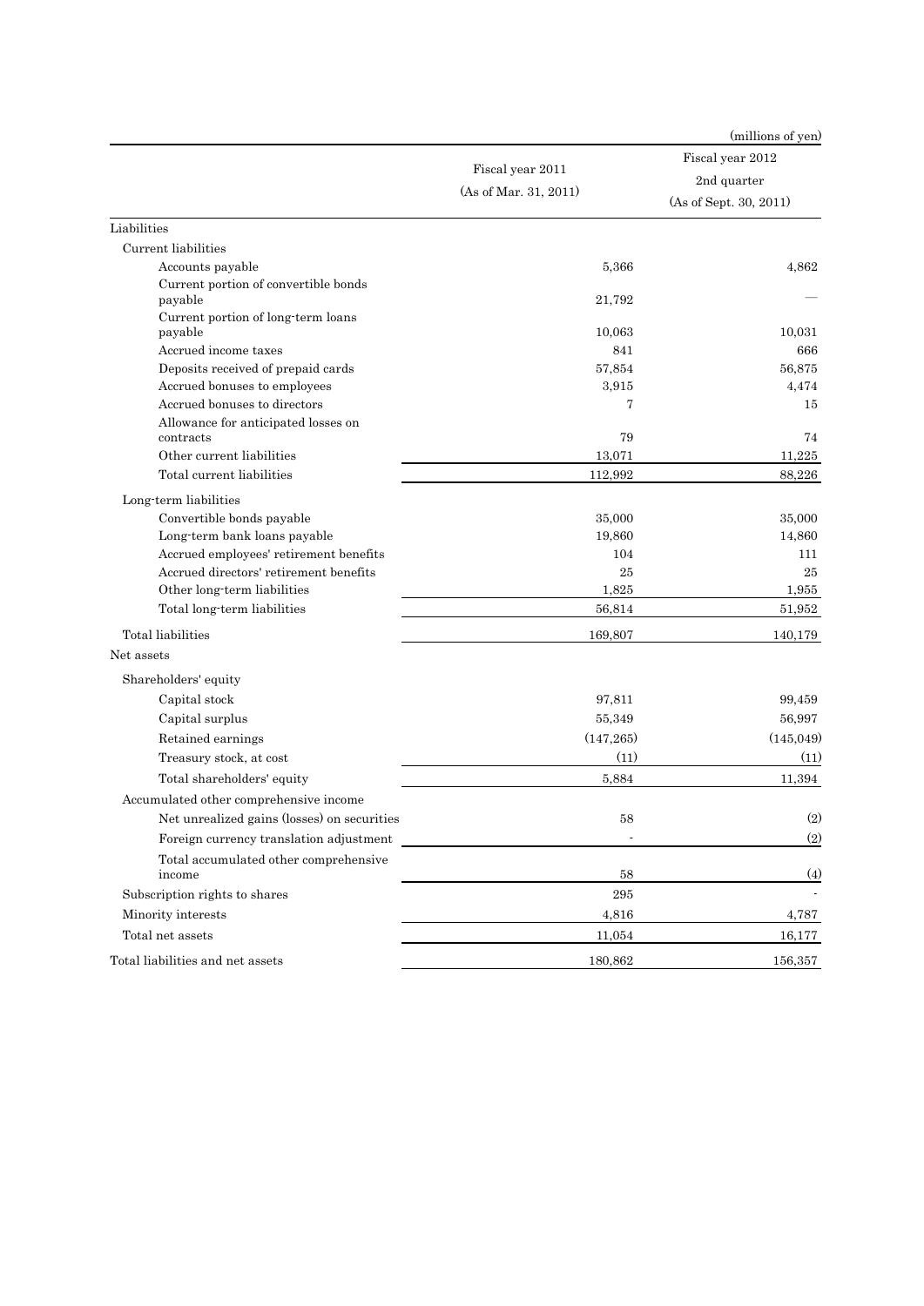(millions of yen)

| | Fiscal year 2011 (As of Mar. 31, 2011) | Fiscal year 2012 2nd quarter (As of Sept. 30, 2011) |
|---|---|---|
| Liabilities | | |
| Current liabilities | | |
| Accounts payable | 5,366 | 4,862 |
| Current portion of convertible bonds payable | 21,792 | — |
| Current portion of long-term loans payable | 10,063 | 10,031 |
| Accrued income taxes | 841 | 666 |
| Deposits received of prepaid cards | 57,854 | 56,875 |
| Accrued bonuses to employees | 3,915 | 4,474 |
| Accrued bonuses to directors | 7 | 15 |
| Allowance for anticipated losses on contracts | 79 | 74 |
| Other current liabilities | 13,071 | 11,225 |
| Total current liabilities | 112,992 | 88,226 |
| Long-term liabilities | | |
| Convertible bonds payable | 35,000 | 35,000 |
| Long-term bank loans payable | 19,860 | 14,860 |
| Accrued employees' retirement benefits | 104 | 111 |
| Accrued directors' retirement benefits | 25 | 25 |
| Other long-term liabilities | 1,825 | 1,955 |
| Total long-term liabilities | 56,814 | 51,952 |
| Total liabilities | 169,807 | 140,179 |
| Net assets | | |
| Shareholders' equity | | |
| Capital stock | 97,811 | 99,459 |
| Capital surplus | 55,349 | 56,997 |
| Retained earnings | (147,265) | (145,049) |
| Treasury stock, at cost | (11) | (11) |
| Total shareholders' equity | 5,884 | 11,394 |
| Accumulated other comprehensive income | | |
| Net unrealized gains (losses) on securities | 58 | (2) |
| Foreign currency translation adjustment | - | (2) |
| Total accumulated other comprehensive income | 58 | (4) |
| Subscription rights to shares | 295 | - |
| Minority interests | 4,816 | 4,787 |
| Total net assets | 11,054 | 16,177 |
| Total liabilities and net assets | 180,862 | 156,357 |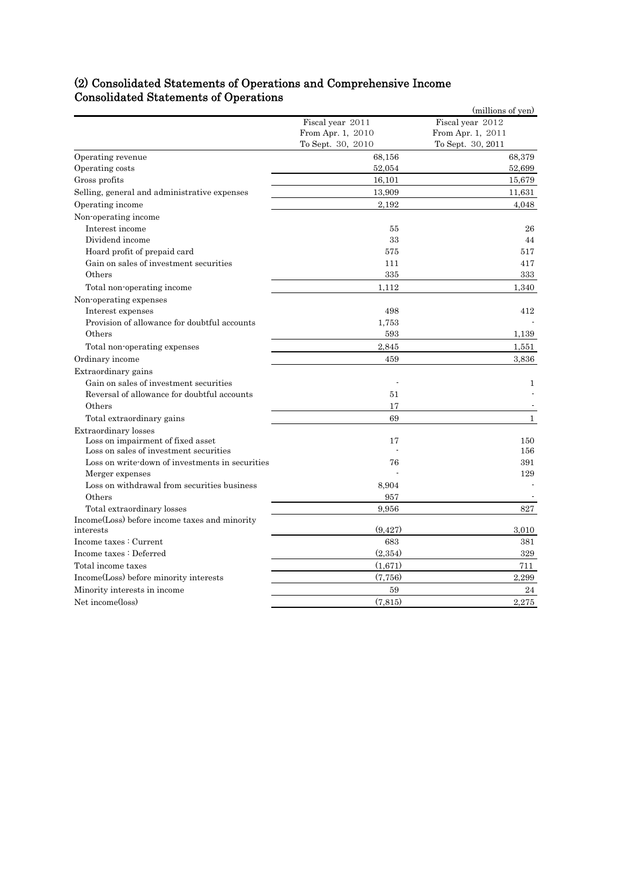## (2) Consolidated Statements of Operations and Comprehensive Income
## Consolidated Statements of Operations

(millions of yen)

| | Fiscal year 2011<br>From Apr. 1, 2010<br>To Sept. 30, 2010 | Fiscal year 2012<br>From Apr. 1, 2011<br>To Sept. 30, 2011 |
|---|---|---|
| Operating revenue | 68,156 | 68,379 |
| Operating costs | 52,054 | 52,699 |
| Gross profits | 16,101 | 15,679 |
| Selling, general and administrative expenses | 13,909 | 11,631 |
| Operating income | 2,192 | 4,048 |
| Non-operating income | | |
| Interest income | 55 | 26 |
| Dividend income | 33 | 44 |
| Hoard profit of prepaid card | 575 | 517 |
| Gain on sales of investment securities | 111 | 417 |
| Others | 335 | 333 |
| Total non-operating income | 1,112 | 1,340 |
| Non-operating expenses | | |
| Interest expenses | 498 | 412 |
| Provision of allowance for doubtful accounts | 1,753 | - |
| Others | 593 | 1,139 |
| Total non-operating expenses | 2,845 | 1,551 |
| Ordinary income | 459 | 3,836 |
| Extraordinary gains | | |
| Gain on sales of investment securities | - | 1 |
| Reversal of allowance for doubtful accounts | 51 | - |
| Others | 17 | - |
| Total extraordinary gains | 69 | 1 |
| Extraordinary losses | | |
| Loss on impairment of fixed asset | 17 | 150 |
| Loss on sales of investment securities | - | 156 |
| Loss on write-down of investments in securities | 76 | 391 |
| Merger expenses | - | 129 |
| Loss on withdrawal from securities business | 8,904 | - |
| Others | 957 | - |
| Total extraordinary losses | 9,956 | 827 |
| Income(Loss) before income taxes and minority interests | (9,427) | 3,010 |
| Income taxes : Current | 683 | 381 |
| Income taxes : Deferred | (2,354) | 329 |
| Total income taxes | (1,671) | 711 |
| Income(Loss) before minority interests | (7,756) | 2,299 |
| Minority interests in income | 59 | 24 |
| Net income(loss) | (7,815) | 2,275 |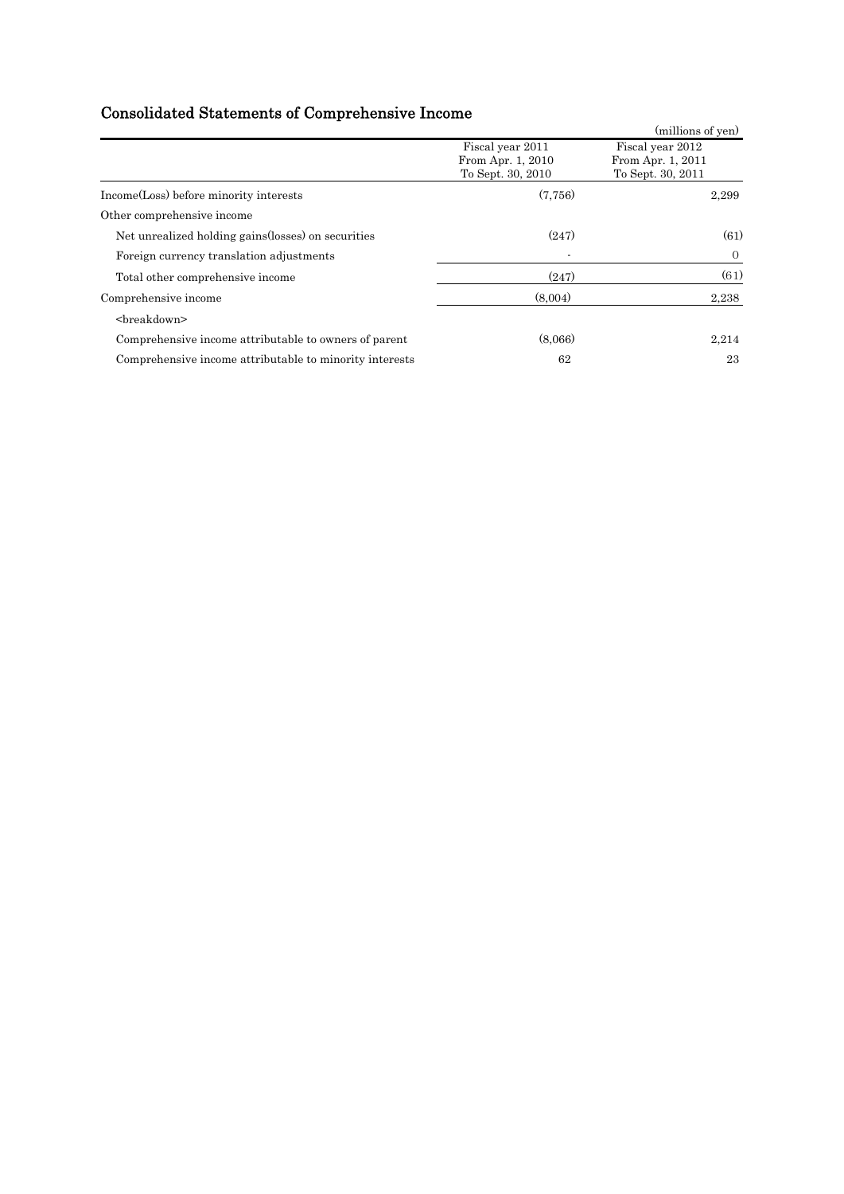## Consolidated Statements of Comprehensive Income

(millions of yen)

| | Fiscal year 2011<br>From Apr. 1, 2010<br>To Sept. 30, 2010 | Fiscal year 2012<br>From Apr. 1, 2011<br>To Sept. 30, 2011 |
|---|---|---|
| Income(Loss) before minority interests | (7,756) | 2,299 |
| Other comprehensive income | | |
| Net unrealized holding gains(losses) on securities | (247) | (61) |
| Foreign currency translation adjustments | - | 0 |
| Total other comprehensive income | (247) | (61) |
| Comprehensive income | (8,004) | 2,238 |
| <breakdown> | | |
| Comprehensive income attributable to owners of parent | (8,066) | 2,214 |
| Comprehensive income attributable to minority interests | 62 | 23 |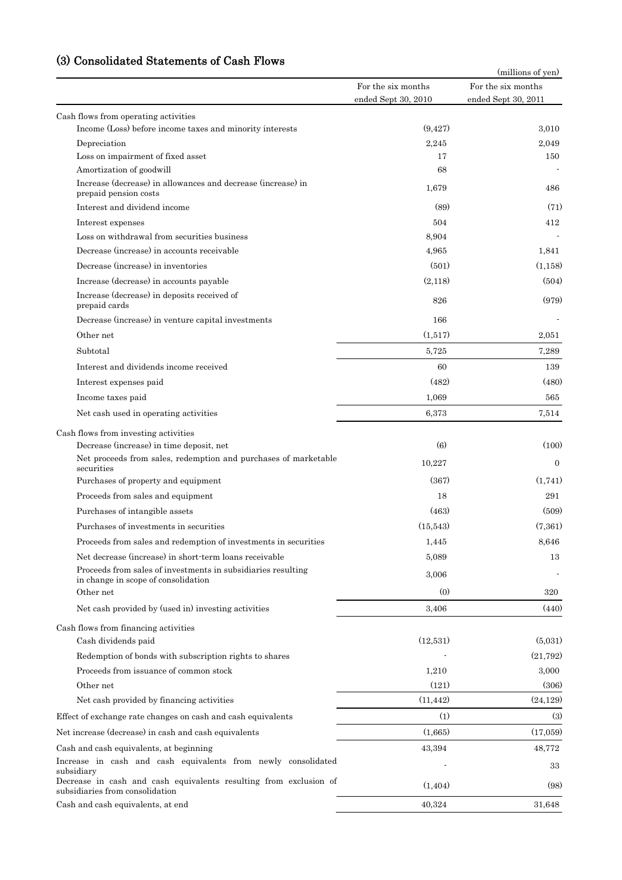## (3) Consolidated Statements of Cash Flows

(millions of yen)

| | For the six months ended Sept 30, 2010 | For the six months ended Sept 30, 2011 |
|---|---|---|
| Cash flows from operating activities | | |
| Income (Loss) before income taxes and minority interests | (9,427) | 3,010 |
| Depreciation | 2,245 | 2,049 |
| Loss on impairment of fixed asset | 17 | 150 |
| Amortization of goodwill | 68 | - |
| Increase (decrease) in allowances and decrease (increase) in prepaid pension costs | 1,679 | 486 |
| Interest and dividend income | (89) | (71) |
| Interest expenses | 504 | 412 |
| Loss on withdrawal from securities business | 8,904 | - |
| Decrease (increase) in accounts receivable | 4,965 | 1,841 |
| Decrease (increase) in inventories | (501) | (1,158) |
| Increase (decrease) in accounts payable | (2,118) | (504) |
| Increase (decrease) in deposits received of prepaid cards | 826 | (979) |
| Decrease (increase) in venture capital investments | 166 | - |
| Other net | (1,517) | 2,051 |
| Subtotal | 5,725 | 7,289 |
| Interest and dividends income received | 60 | 139 |
| Interest expenses paid | (482) | (480) |
| Income taxes paid | 1,069 | 565 |
| Net cash used in operating activities | 6,373 | 7,514 |
| Cash flows from investing activities | | |
| Decrease (increase) in time deposit, net | (6) | (100) |
| Net proceeds from sales, redemption and purchases of marketable securities | 10,227 | 0 |
| Purchases of property and equipment | (367) | (1,741) |
| Proceeds from sales and equipment | 18 | 291 |
| Purchases of intangible assets | (463) | (509) |
| Purchases of investments in securities | (15,543) | (7,361) |
| Proceeds from sales and redemption of investments in securities | 1,445 | 8,646 |
| Net decrease (increase) in short-term loans receivable | 5,089 | 13 |
| Proceeds from sales of investments in subsidiaries resulting in change in scope of consolidation | 3,006 | - |
| Other net | (0) | 320 |
| Net cash provided by (used in) investing activities | 3,406 | (440) |
| Cash flows from financing activities | | |
| Cash dividends paid | (12,531) | (5,031) |
| Redemption of bonds with subscription rights to shares | - | (21,792) |
| Proceeds from issuance of common stock | 1,210 | 3,000 |
| Other net | (121) | (306) |
| Net cash provided by financing activities | (11,442) | (24,129) |
| Effect of exchange rate changes on cash and cash equivalents | (1) | (3) |
| Net increase (decrease) in cash and cash equivalents | (1,665) | (17,059) |
| Cash and cash equivalents, at beginning | 43,394 | 48,772 |
| Increase in cash and cash equivalents from newly consolidated subsidiary | - | 33 |
| Decrease in cash and cash equivalents resulting from exclusion of subsidiaries from consolidation | (1,404) | (98) |
| Cash and cash equivalents, at end | 40,324 | 31,648 |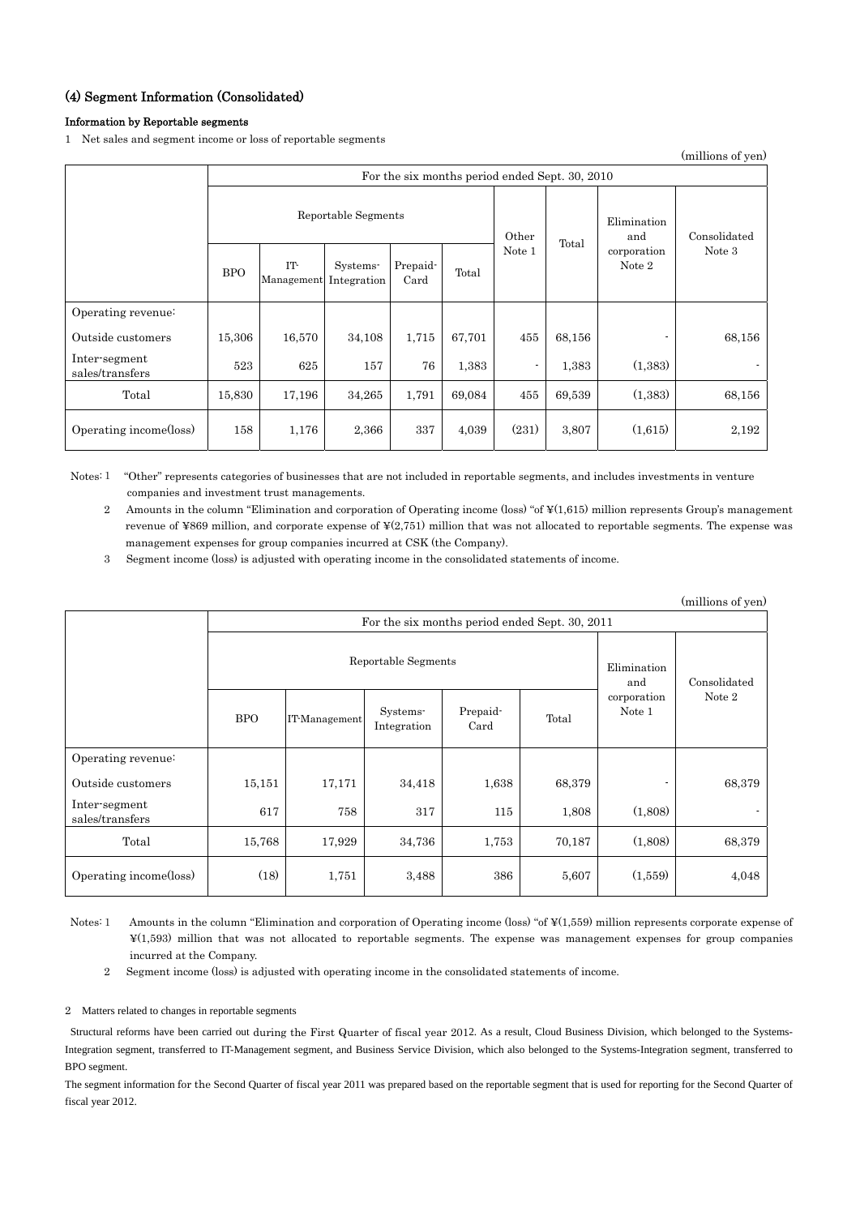## (4) Segment Information (Consolidated)

### Information by Reportable segments

1 Net sales and segment income or loss of reportable segments

(millions of yen)

| | For the six months period ended Sept. 30, 2010 | | | | | | | | |
|---|---|---|---|---|---|---|---|---|---|
| | Reportable Segments | | | | | Other Note 1 | Total | Elimination and corporation Note 2 | Consolidated Note 3 |
| | BPO | IT-Management | Systems-Integration | Prepaid-Card | Total | | | | |
| Operating revenue: | | | | | | | | | |
| Outside customers | 15,306 | 16,570 | 34,108 | 1,715 | 67,701 | 455 | 68,156 | - | 68,156 |
| Inter-segment sales/transfers | 523 | 625 | 157 | 76 | 1,383 | - | 1,383 | (1,383) | - |
| Total | 15,830 | 17,196 | 34,265 | 1,791 | 69,084 | 455 | 69,539 | (1,383) | 68,156 |
| Operating income(loss) | 158 | 1,176 | 2,366 | 337 | 4,039 | (231) | 3,807 | (1,615) | 2,192 |

Notes: 1 "Other" represents categories of businesses that are not included in reportable segments, and includes investments in venture companies and investment trust managements.

2 Amounts in the column "Elimination and corporation of Operating income (loss) "of ¥(1,615) million represents Group's management revenue of ¥869 million, and corporate expense of ¥(2,751) million that was not allocated to reportable segments. The expense was management expenses for group companies incurred at CSK (the Company).

3 Segment income (loss) is adjusted with operating income in the consolidated statements of income.

(millions of yen)

| | For the six months period ended Sept. 30, 2011 | | | | | | |
|---|---|---|---|---|---|---|---|
| | Reportable Segments | | | | | Elimination and corporation Note 1 | Consolidated Note 2 |
| | BPO | IT-Management | Systems-Integration | Prepaid-Card | Total | | |
| Operating revenue: | | | | | | | |
| Outside customers | 15,151 | 17,171 | 34,418 | 1,638 | 68,379 | - | 68,379 |
| Inter-segment sales/transfers | 617 | 758 | 317 | 115 | 1,808 | (1,808) | - |
| Total | 15,768 | 17,929 | 34,736 | 1,753 | 70,187 | (1,808) | 68,379 |
| Operating income(loss) | (18) | 1,751 | 3,488 | 386 | 5,607 | (1,559) | 4,048 |

Notes: 1 Amounts in the column "Elimination and corporation of Operating income (loss) "of ¥(1,559) million represents corporate expense of ¥(1,593) million that was not allocated to reportable segments. The expense was management expenses for group companies incurred at the Company.

2 Segment income (loss) is adjusted with operating income in the consolidated statements of income.

2 Matters related to changes in reportable segments

Structural reforms have been carried out during the First Quarter of fiscal year 2012. As a result, Cloud Business Division, which belonged to the Systems-Integration segment, transferred to IT-Management segment, and Business Service Division, which also belonged to the Systems-Integration segment, transferred to BPO segment.

The segment information for the Second Quarter of fiscal year 2011 was prepared based on the reportable segment that is used for reporting for the Second Quarter of fiscal year 2012.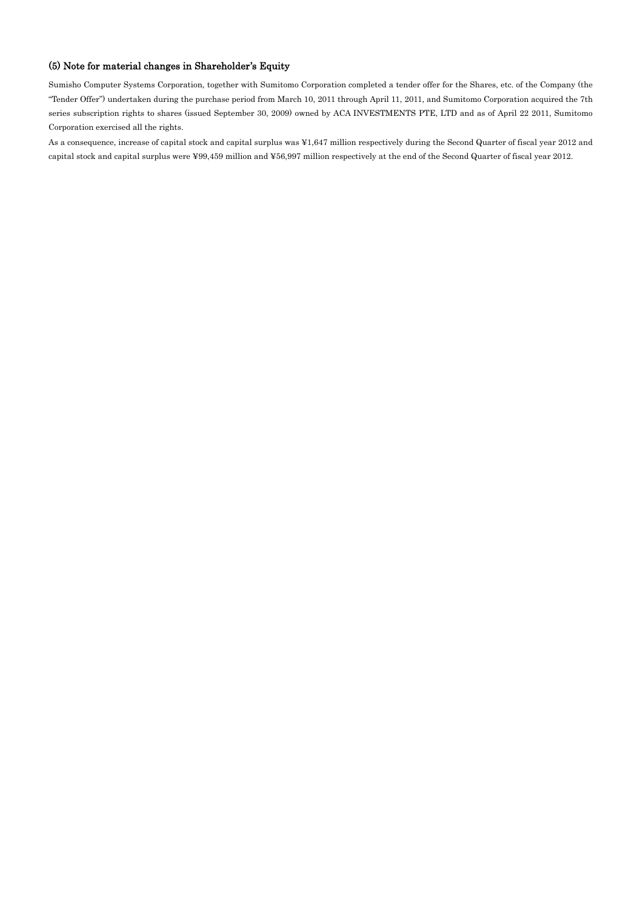### (5) Note for material changes in Shareholder's Equity

Sumisho Computer Systems Corporation, together with Sumitomo Corporation completed a tender offer for the Shares, etc. of the Company (the "Tender Offer") undertaken during the purchase period from March 10, 2011 through April 11, 2011, and Sumitomo Corporation acquired the 7th series subscription rights to shares (issued September 30, 2009) owned by ACA INVESTMENTS PTE, LTD and as of April 22 2011, Sumitomo Corporation exercised all the rights.

As a consequence, increase of capital stock and capital surplus was ¥1,647 million respectively during the Second Quarter of fiscal year 2012 and capital stock and capital surplus were ¥99,459 million and ¥56,997 million respectively at the end of the Second Quarter of fiscal year 2012.